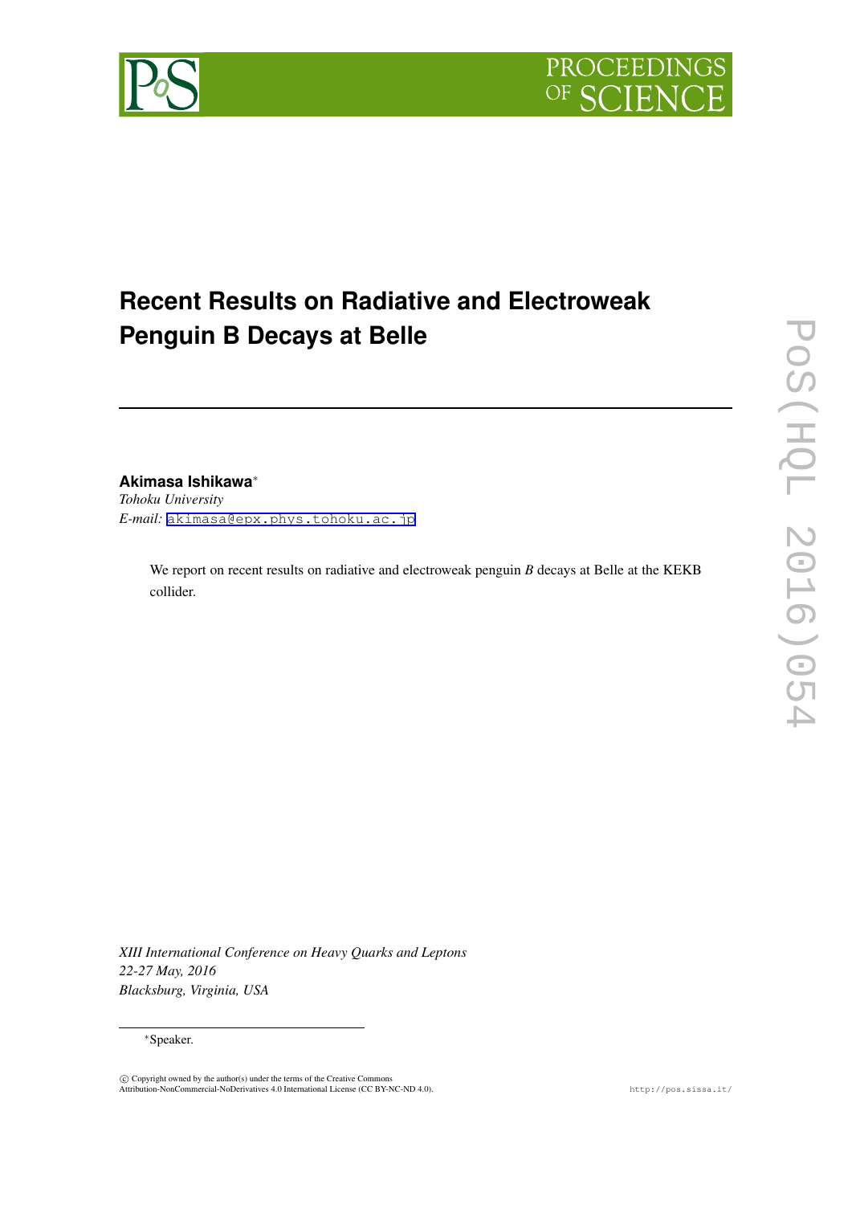# Recent Results on Radiative and Electroweak Penguin B Decays at Belle

**Akimasa Ishikawa***

*Tohoku University*

*E-mail:* akimasa@epx.phys.tohoku.ac.jp

We report on recent results on radiative and electroweak penguin *B* decays at Belle at the KEKB collider.

*XIII International Conference on Heavy Quarks and Leptons*
*22-27 May, 2016*
*Blacksburg, Virginia, USA*

*Speaker.

© Copyright owned by the author(s) under the terms of the Creative Commons Attribution-NonCommercial-NoDerivatives 4.0 International License (CC BY-NC-ND 4.0).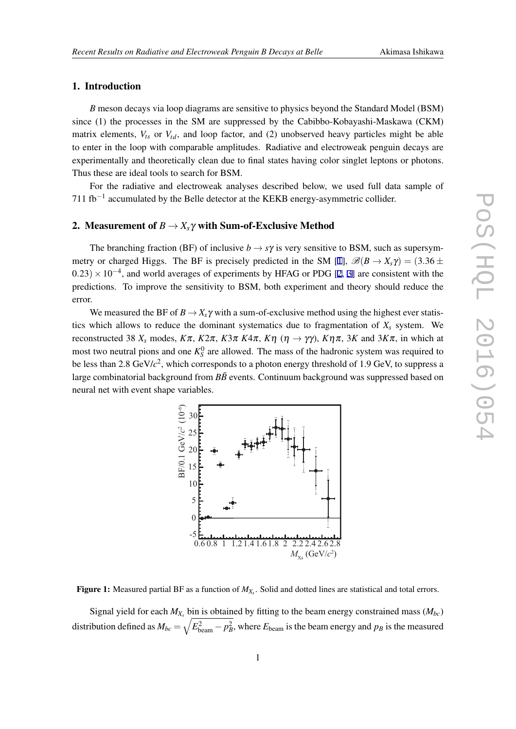## 1. Introduction

$B$ meson decays via loop diagrams are sensitive to physics beyond the Standard Model (BSM) since (1) the processes in the SM are suppressed by the Cabibbo-Kobayashi-Maskawa (CKM) matrix elements, $V_{ts}$ or $V_{td}$, and loop factor, and (2) unobserved heavy particles might be able to enter in the loop with comparable amplitudes. Radiative and electroweak penguin decays are experimentally and theoretically clean due to final states having color singlet leptons or photons. Thus these are ideal tools to search for BSM.

For the radiative and electroweak analyses described below, we used full data sample of 711 fb$^{-1}$ accumulated by the Belle detector at the KEKB energy-asymmetric collider.

## 2. Measurement of $B \to X_s\gamma$ with Sum-of-Exclusive Method

The branching fraction (BF) of inclusive $b \to s\gamma$ is very sensitive to BSM, such as supersymmetry or charged Higgs. The BF is precisely predicted in the SM [1], $\mathscr{B}(B \to X_s\gamma) = (3.36 \pm 0.23) \times 10^{-4}$, and world averages of experiments by HFAG or PDG [2, 3] are consistent with the predictions. To improve the sensitivity to BSM, both experiment and theory should reduce the error.

We measured the BF of $B \to X_s\gamma$ with a sum-of-exclusive method using the highest ever statistics which allows to reduce the dominant systematics due to fragmentation of $X_s$ system. We reconstructed 38 $X_s$ modes, $K\pi$, $K2\pi$, $K3\pi$ $K4\pi$, $K\eta$ ($\eta \to \gamma\gamma$), $K\eta\pi$, $3K$ and $3K\pi$, in which at most two neutral pions and one $K_S^0$ are allowed. The mass of the hadronic system was required to be less than 2.8 GeV/$c^2$, which corresponds to a photon energy threshold of 1.9 GeV, to suppress a large combinatorial background from $B\bar{B}$ events. Continuum background was suppressed based on neural net with event shape variables.

**Figure 1:** Measured partial BF as a function of $M_{X_s}$. Solid and dotted lines are statistical and total errors.

Signal yield for each $M_{X_s}$ bin is obtained by fitting to the beam energy constrained mass ($M_{bc}$) distribution defined as $M_{bc} = \sqrt{E_{\text{beam}}^2 - p_B^2}$, where $E_{\text{beam}}$ is the beam energy and $p_B$ is the measured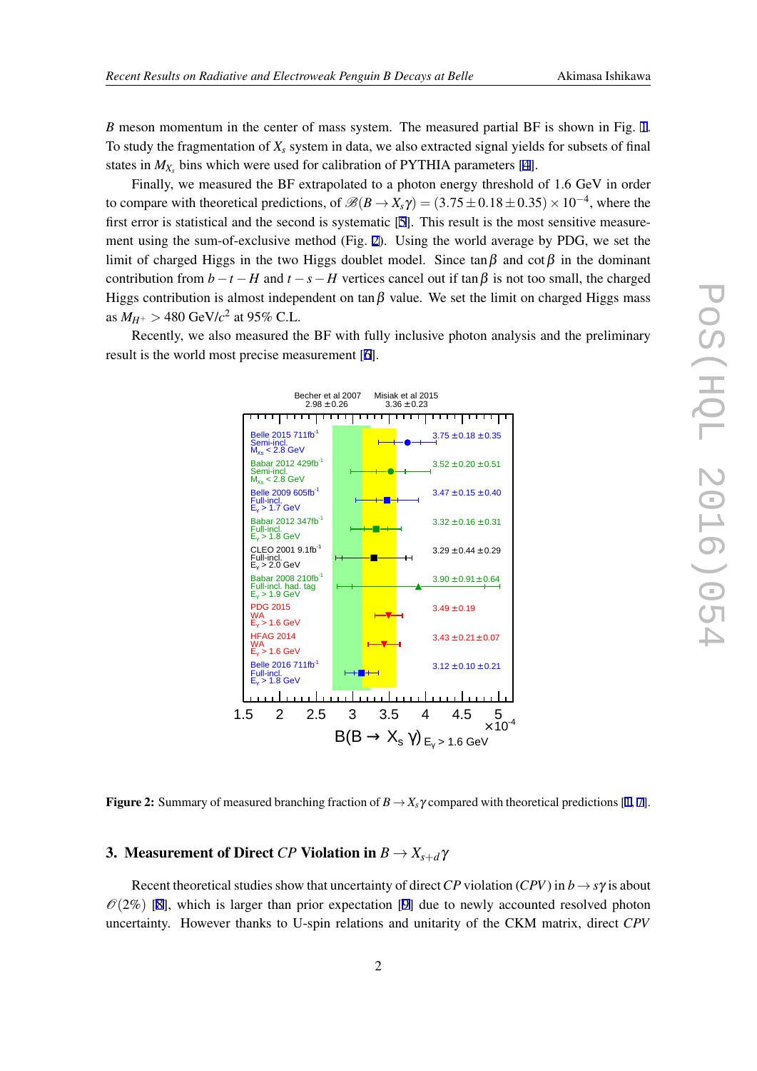*B* meson momentum in the center of mass system. The measured partial BF is shown in Fig. 1. To study the fragmentation of $X_s$ system in data, we also extracted signal yields for subsets of final states in $M_{X_s}$ bins which were used for calibration of PYTHIA parameters [4].

Finally, we measured the BF extrapolated to a photon energy threshold of 1.6 GeV in order to compare with theoretical predictions, of $\mathscr{B}(B \to X_s\gamma) = (3.75 \pm 0.18 \pm 0.35) \times 10^{-4}$, where the first error is statistical and the second is systematic [5]. This result is the most sensitive measurement using the sum-of-exclusive method (Fig. 2). Using the world average by PDG, we set the limit of charged Higgs in the two Higgs doublet model. Since $\tan\beta$ and $\cot\beta$ in the dominant contribution from $b-t-H$ and $t-s-H$ vertices cancel out if $\tan\beta$ is not too small, the charged Higgs contribution is almost independent on $\tan\beta$ value. We set the limit on charged Higgs mass as $M_{H^+} > 480$ GeV/$c^2$ at 95% C.L.

Recently, we also measured the BF with fully inclusive photon analysis and the preliminary result is the world most precise measurement [6].

**Figure 2:** Summary of measured branching fraction of $B \to X_s\gamma$ compared with theoretical predictions [1, 7].

## 3. Measurement of Direct *CP* Violation in $B \to X_{s+d}\gamma$

Recent theoretical studies show that uncertainty of direct *CP* violation (*CPV*) in $b \to s\gamma$ is about $\mathscr{O}(2\%)$ [8], which is larger than prior expectation [9] due to newly accounted resolved photon uncertainty. However thanks to U-spin relations and unitarity of the CKM matrix, direct *CPV*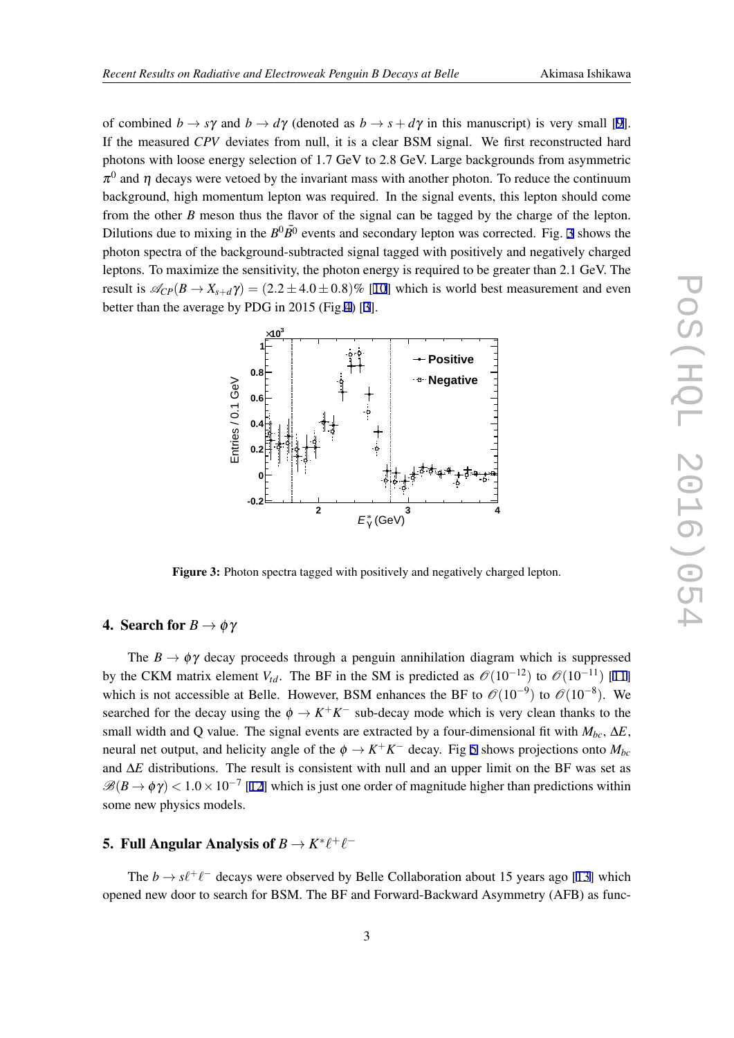of combined $b \to s\gamma$ and $b \to d\gamma$ (denoted as $b \to s+d\gamma$ in this manuscript) is very small [9]. If the measured *CPV* deviates from null, it is a clear BSM signal. We first reconstructed hard photons with loose energy selection of 1.7 GeV to 2.8 GeV. Large backgrounds from asymmetric $\pi^0$ and $\eta$ decays were vetoed by the invariant mass with another photon. To reduce the continuum background, high momentum lepton was required. In the signal events, this lepton should come from the other $B$ meson thus the flavor of the signal can be tagged by the charge of the lepton. Dilutions due to mixing in the $B^0\bar{B}^0$ events and secondary lepton was corrected. Fig. 3 shows the photon spectra of the background-subtracted signal tagged with positively and negatively charged leptons. To maximize the sensitivity, the photon energy is required to be greater than 2.1 GeV. The result is $\mathscr{A}_{CP}(B \to X_{s+d}\gamma) = (2.2 \pm 4.0 \pm 0.8)\%$ [10] which is world best measurement and even better than the average by PDG in 2015 (Fig.4) [3].

**Figure 3:** Photon spectra tagged with positively and negatively charged lepton.

## 4. Search for $B \to \phi\gamma$

The $B \to \phi\gamma$ decay proceeds through a penguin annihilation diagram which is suppressed by the CKM matrix element $V_{td}$. The BF in the SM is predicted as $\mathscr{O}(10^{-12})$ to $\mathscr{O}(10^{-11})$ [11] which is not accessible at Belle. However, BSM enhances the BF to $\mathscr{O}(10^{-9})$ to $\mathscr{O}(10^{-8})$. We searched for the decay using the $\phi \to K^+K^-$ sub-decay mode which is very clean thanks to the small width and Q value. The signal events are extracted by a four-dimensional fit with $M_{bc}$, $\Delta E$, neural net output, and helicity angle of the $\phi \to K^+K^-$ decay. Fig 5 shows projections onto $M_{bc}$ and $\Delta E$ distributions. The result is consistent with null and an upper limit on the BF was set as $\mathscr{B}(B \to \phi\gamma) < 1.0 \times 10^{-7}$ [12] which is just one order of magnitude higher than predictions within some new physics models.

## 5. Full Angular Analysis of $B \to K^*\ell^+\ell^-$

The $b \to s\ell^+\ell^-$ decays were observed by Belle Collaboration about 15 years ago [13] which opened new door to search for BSM. The BF and Forward-Backward Asymmetry (AFB) as func-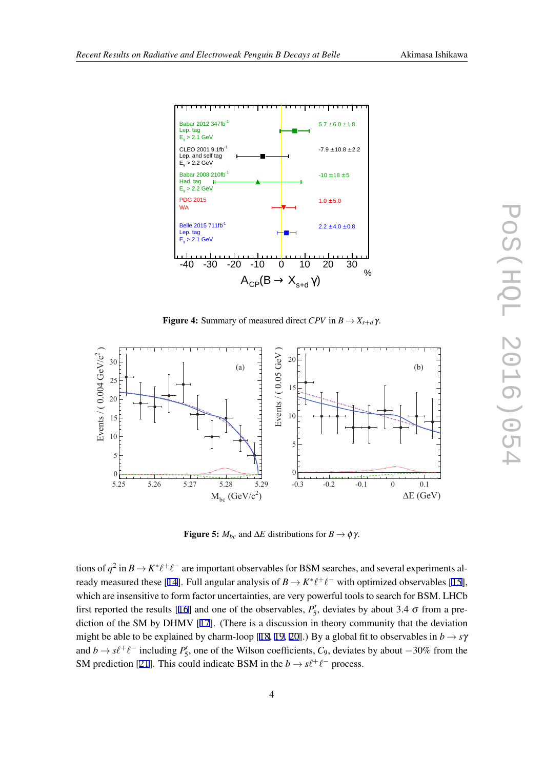**Figure 4:** Summary of measured direct $CPV$ in $B \to X_{s+d}\gamma$.

**Figure 5:** $M_{bc}$ and $\Delta E$ distributions for $B \to \phi\gamma$.

tions of $q^2$ in $B \to K^*\ell^+\ell^-$ are important observables for BSM searches, and several experiments already measured these [14]. Full angular analysis of $B \to K^*\ell^+\ell^-$ with optimized observables [15], which are insensitive to form factor uncertainties, are very powerful tools to search for BSM. LHCb first reported the results [16] and one of the observables, $P_5'$, deviates by about 3.4 $\sigma$ from a prediction of the SM by DHMV [17]. (There is a discussion in theory community that the deviation might be able to be explained by charm-loop [18, 19, 20].) By a global fit to observables in $b \to s\gamma$ and $b \to s\ell^+\ell^-$ including $P_5'$, one of the Wilson coefficients, $C_9$, deviates by about $-30\%$ from the SM prediction [21]. This could indicate BSM in the $b \to s\ell^+\ell^-$ process.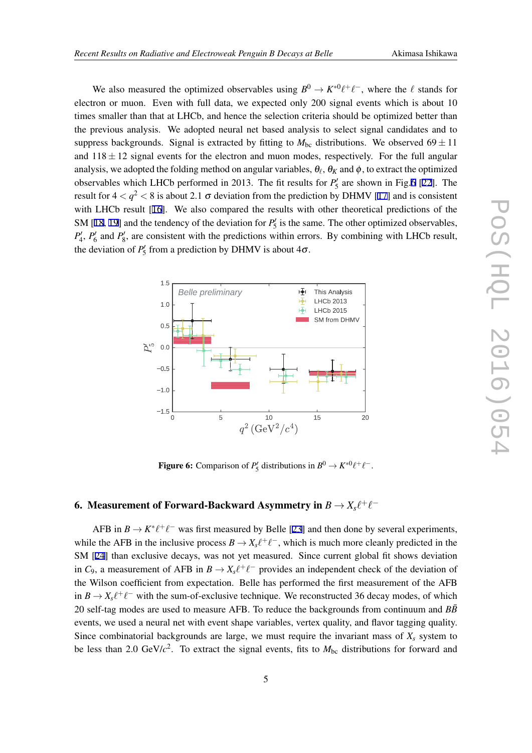We also measured the optimized observables using $B^0 \to K^{*0}\ell^+\ell^-$, where the $\ell$ stands for electron or muon. Even with full data, we expected only 200 signal events which is about 10 times smaller than that at LHCb, and hence the selection criteria should be optimized better than the previous analysis. We adopted neural net based analysis to select signal candidates and to suppress backgrounds. Signal is extracted by fitting to $M_{\rm bc}$ distributions. We observed $69 \pm 11$ and $118 \pm 12$ signal events for the electron and muon modes, respectively. For the full angular analysis, we adopted the folding method on angular variables, $\theta_\ell$, $\theta_K$ and $\phi$, to extract the optimized observables which LHCb performed in 2013. The fit results for $P_5'$ are shown in Fig.6 [22]. The result for $4 < q^2 < 8$ is about 2.1 $\sigma$ deviation from the prediction by DHMV [17] and is consistent with LHCb result [16]. We also compared the results with other theoretical predictions of the SM [18, 19] and the tendency of the deviation for $P_5'$ is the same. The other optimized observables, $P_4'$, $P_6'$ and $P_8'$, are consistent with the predictions within errors. By combining with LHCb result, the deviation of $P_5'$ from a prediction by DHMV is about $4\sigma$.

**Figure 6:** Comparison of $P_5'$ distributions in $B^0 \to K^{*0}\ell^+\ell^-$.

## 6. Measurement of Forward-Backward Asymmetry in $B \to X_s\ell^+\ell^-$

AFB in $B \to K^*\ell^+\ell^-$ was first measured by Belle [23] and then done by several experiments, while the AFB in the inclusive process $B \to X_s\ell^+\ell^-$, which is much more cleanly predicted in the SM [24] than exclusive decays, was not yet measured. Since current global fit shows deviation in $C_9$, a measurement of AFB in $B \to X_s\ell^+\ell^-$ provides an independent check of the deviation of the Wilson coefficient from expectation. Belle has performed the first measurement of the AFB in $B \to X_s\ell^+\ell^-$ with the sum-of-exclusive technique. We reconstructed 36 decay modes, of which 20 self-tag modes are used to measure AFB. To reduce the backgrounds from continuum and $B\bar{B}$ events, we used a neural net with event shape variables, vertex quality, and flavor tagging quality. Since combinatorial backgrounds are large, we must require the invariant mass of $X_s$ system to be less than 2.0 GeV/$c^2$. To extract the signal events, fits to $M_{\rm bc}$ distributions for forward and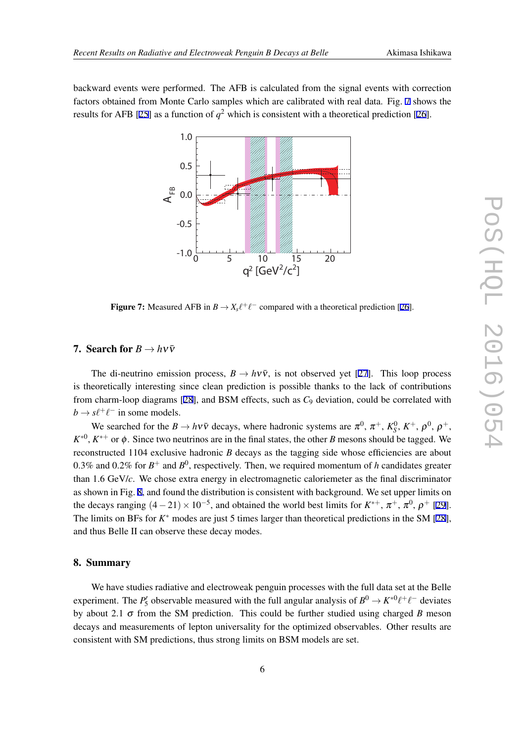backward events were performed. The AFB is calculated from the signal events with correction factors obtained from Monte Carlo samples which are calibrated with real data. Fig. 7 shows the results for AFB [25] as a function of $q^2$ which is consistent with a theoretical prediction [26].

**Figure 7:** Measured AFB in $B \to X_s \ell^+ \ell^-$ compared with a theoretical prediction [26].

## 7. Search for $B \to h \nu \bar{\nu}$

The di-neutrino emission process, $B \to h \nu \bar{\nu}$, is not observed yet [27]. This loop process is theoretically interesting since clean prediction is possible thanks to the lack of contributions from charm-loop diagrams [28], and BSM effects, such as $C_9$ deviation, could be correlated with $b \to s \ell^+ \ell^-$ in some models.

We searched for the $B \to h \nu \bar{\nu}$ decays, where hadronic systems are $\pi^0$, $\pi^+$, $K_S^0$, $K^+$, $\rho^0$, $\rho^+$, $K^{*0}$, $K^{*+}$ or $\phi$. Since two neutrinos are in the final states, the other $B$ mesons should be tagged. We reconstructed 1104 exclusive hadronic $B$ decays as the tagging side whose efficiencies are about 0.3% and 0.2% for $B^+$ and $B^0$, respectively. Then, we required momentum of $h$ candidates greater than 1.6 GeV/$c$. We chose extra energy in electromagnetic caloriemeter as the final discriminator as shown in Fig. 8, and found the distribution is consistent with background. We set upper limits on the decays ranging $(4-21) \times 10^{-5}$, and obtained the world best limits for $K^{*+}$, $\pi^+$, $\pi^0$, $\rho^+$ [29]. The limits on BFs for $K^*$ modes are just 5 times larger than theoretical predictions in the SM [28], and thus Belle II can observe these decay modes.

## 8. Summary

We have studies radiative and electroweak penguin processes with the full data set at the Belle experiment. The $P_5'$ observable measured with the full angular analysis of $B^0 \to K^{*0} \ell^+ \ell^-$ deviates by about 2.1 $\sigma$ from the SM prediction. This could be further studied using charged $B$ meson decays and measurements of lepton universality for the optimized observables. Other results are consistent with SM predictions, thus strong limits on BSM models are set.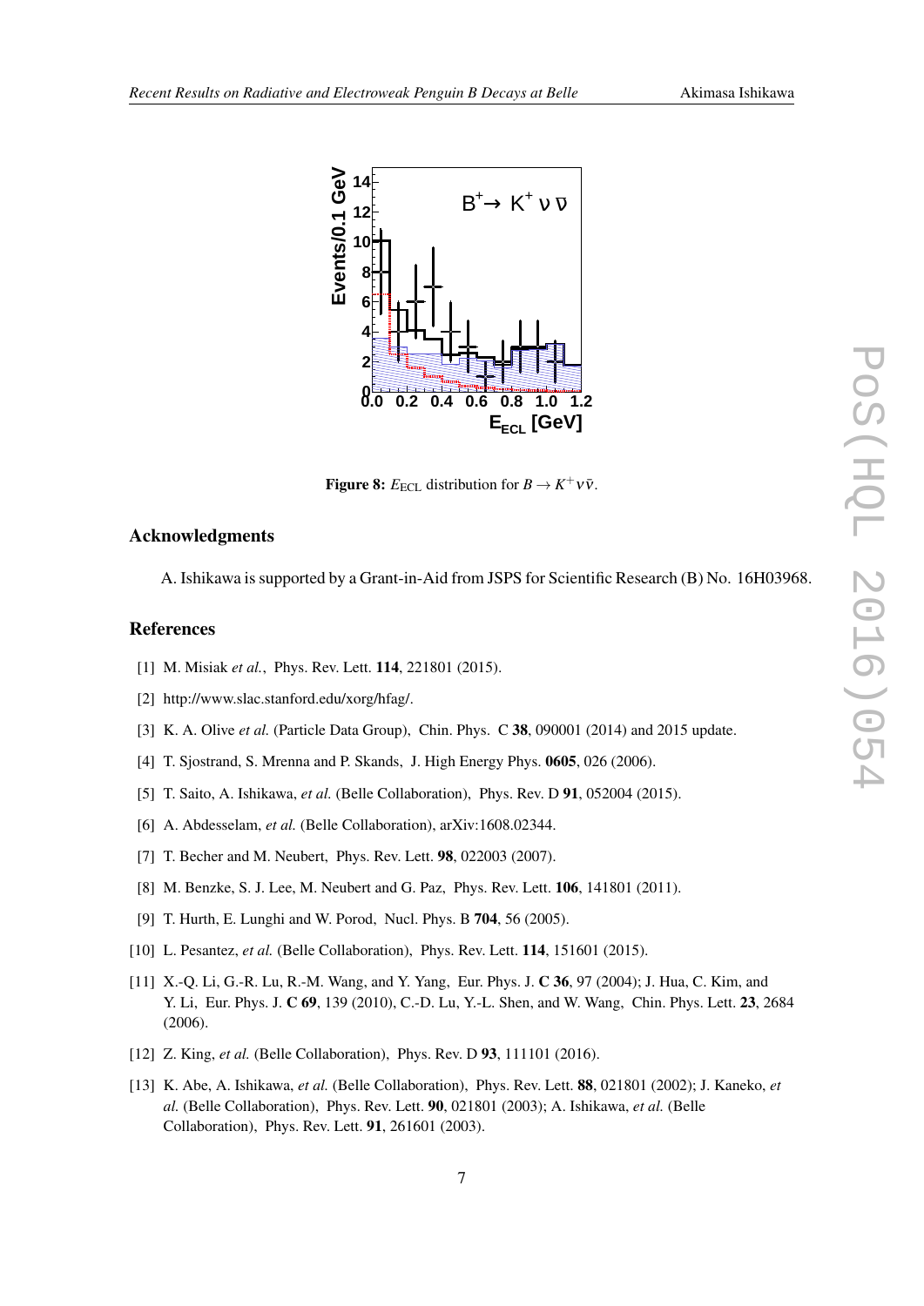**Figure 8:** $E_{\mathrm{ECL}}$ distribution for $B \to K^+ \nu \bar{\nu}$.

## Acknowledgments

A. Ishikawa is supported by a Grant-in-Aid from JSPS for Scientific Research (B) No. 16H03968.

## References

[1] M. Misiak *et al.*, Phys. Rev. Lett. **114**, 221801 (2015).

[2] http://www.slac.stanford.edu/xorg/hfag/.

[3] K. A. Olive *et al.* (Particle Data Group), Chin. Phys. C **38**, 090001 (2014) and 2015 update.

[4] T. Sjostrand, S. Mrenna and P. Skands, J. High Energy Phys. **0605**, 026 (2006).

[5] T. Saito, A. Ishikawa, *et al.* (Belle Collaboration), Phys. Rev. D **91**, 052004 (2015).

[6] A. Abdesselam, *et al.* (Belle Collaboration), arXiv:1608.02344.

[7] T. Becher and M. Neubert, Phys. Rev. Lett. **98**, 022003 (2007).

[8] M. Benzke, S. J. Lee, M. Neubert and G. Paz, Phys. Rev. Lett. **106**, 141801 (2011).

[9] T. Hurth, E. Lunghi and W. Porod, Nucl. Phys. B **704**, 56 (2005).

[10] L. Pesantez, *et al.* (Belle Collaboration), Phys. Rev. Lett. **114**, 151601 (2015).

[11] X.-Q. Li, G.-R. Lu, R.-M. Wang, and Y. Yang, Eur. Phys. J. **C 36**, 97 (2004); J. Hua, C. Kim, and Y. Li, Eur. Phys. J. **C 69**, 139 (2010), C.-D. Lu, Y.-L. Shen, and W. Wang, Chin. Phys. Lett. **23**, 2684 (2006).

[12] Z. King, *et al.* (Belle Collaboration), Phys. Rev. D **93**, 111101 (2016).

[13] K. Abe, A. Ishikawa, *et al.* (Belle Collaboration), Phys. Rev. Lett. **88**, 021801 (2002); J. Kaneko, *et al.* (Belle Collaboration), Phys. Rev. Lett. **90**, 021801 (2003); A. Ishikawa, *et al.* (Belle Collaboration), Phys. Rev. Lett. **91**, 261601 (2003).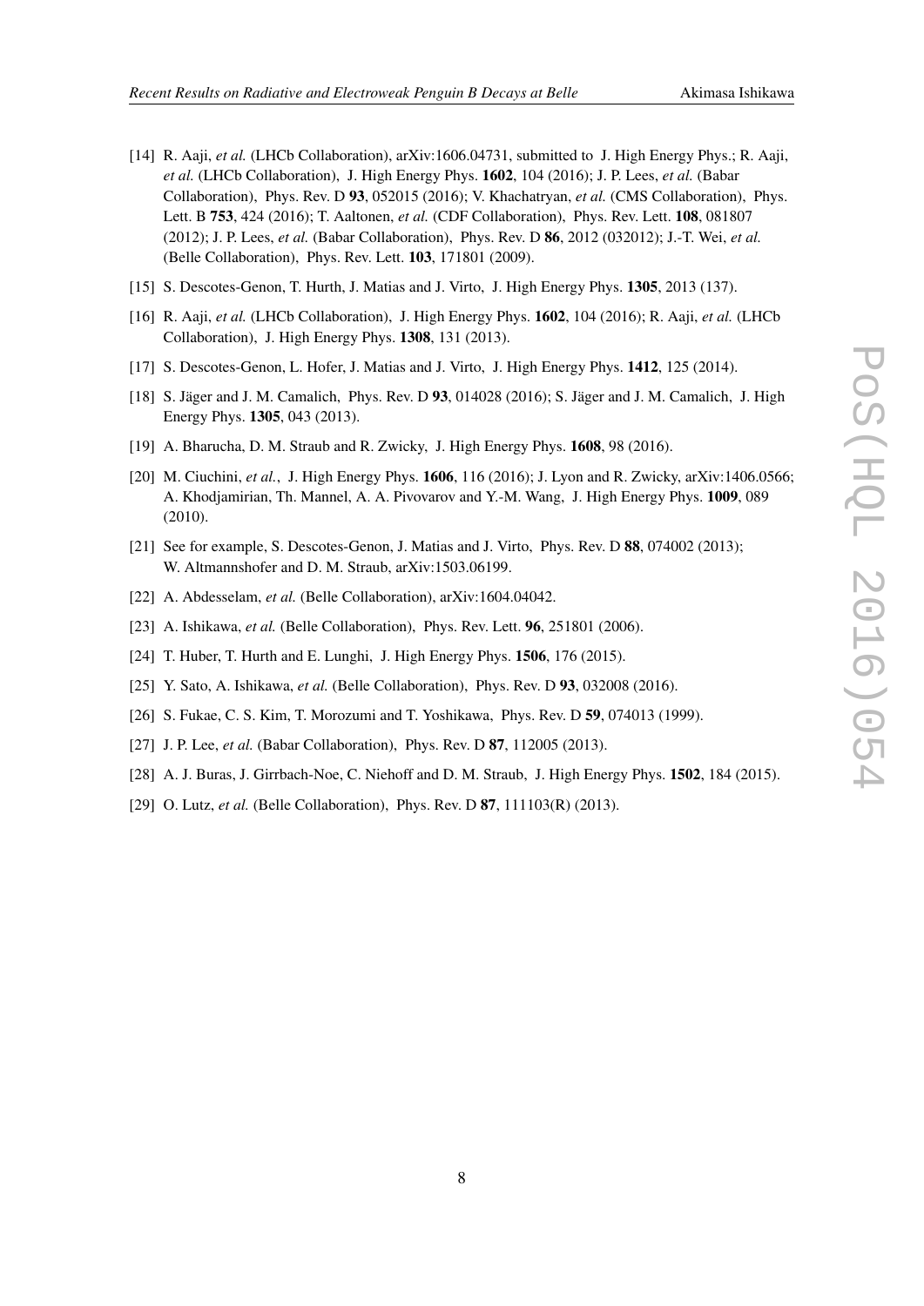[14] R. Aaji, *et al.* (LHCb Collaboration), arXiv:1606.04731, submitted to J. High Energy Phys.; R. Aaji, *et al.* (LHCb Collaboration), J. High Energy Phys. **1602**, 104 (2016); J. P. Lees, *et al.* (Babar Collaboration), Phys. Rev. D **93**, 052015 (2016); V. Khachatryan, *et al.* (CMS Collaboration), Phys. Lett. B **753**, 424 (2016); T. Aaltonen, *et al.* (CDF Collaboration), Phys. Rev. Lett. **108**, 081807 (2012); J. P. Lees, *et al.* (Babar Collaboration), Phys. Rev. D **86**, 2012 (032012); J.-T. Wei, *et al.* (Belle Collaboration), Phys. Rev. Lett. **103**, 171801 (2009).

[15] S. Descotes-Genon, T. Hurth, J. Matias and J. Virto, J. High Energy Phys. **1305**, 2013 (137).

[16] R. Aaji, *et al.* (LHCb Collaboration), J. High Energy Phys. **1602**, 104 (2016); R. Aaji, *et al.* (LHCb Collaboration), J. High Energy Phys. **1308**, 131 (2013).

[17] S. Descotes-Genon, L. Hofer, J. Matias and J. Virto, J. High Energy Phys. **1412**, 125 (2014).

[18] S. Jäger and J. M. Camalich, Phys. Rev. D **93**, 014028 (2016); S. Jäger and J. M. Camalich, J. High Energy Phys. **1305**, 043 (2013).

[19] A. Bharucha, D. M. Straub and R. Zwicky, J. High Energy Phys. **1608**, 98 (2016).

[20] M. Ciuchini, *et al.*, J. High Energy Phys. **1606**, 116 (2016); J. Lyon and R. Zwicky, arXiv:1406.0566; A. Khodjamirian, Th. Mannel, A. A. Pivovarov and Y.-M. Wang, J. High Energy Phys. **1009**, 089 (2010).

[21] See for example, S. Descotes-Genon, J. Matias and J. Virto, Phys. Rev. D **88**, 074002 (2013); W. Altmannshofer and D. M. Straub, arXiv:1503.06199.

[22] A. Abdesselam, *et al.* (Belle Collaboration), arXiv:1604.04042.

[23] A. Ishikawa, *et al.* (Belle Collaboration), Phys. Rev. Lett. **96**, 251801 (2006).

[24] T. Huber, T. Hurth and E. Lunghi, J. High Energy Phys. **1506**, 176 (2015).

[25] Y. Sato, A. Ishikawa, *et al.* (Belle Collaboration), Phys. Rev. D **93**, 032008 (2016).

[26] S. Fukae, C. S. Kim, T. Morozumi and T. Yoshikawa, Phys. Rev. D **59**, 074013 (1999).

[27] J. P. Lee, *et al.* (Babar Collaboration), Phys. Rev. D **87**, 112005 (2013).

[28] A. J. Buras, J. Girrbach-Noe, C. Niehoff and D. M. Straub, J. High Energy Phys. **1502**, 184 (2015).

[29] O. Lutz, *et al.* (Belle Collaboration), Phys. Rev. D **87**, 111103(R) (2013).